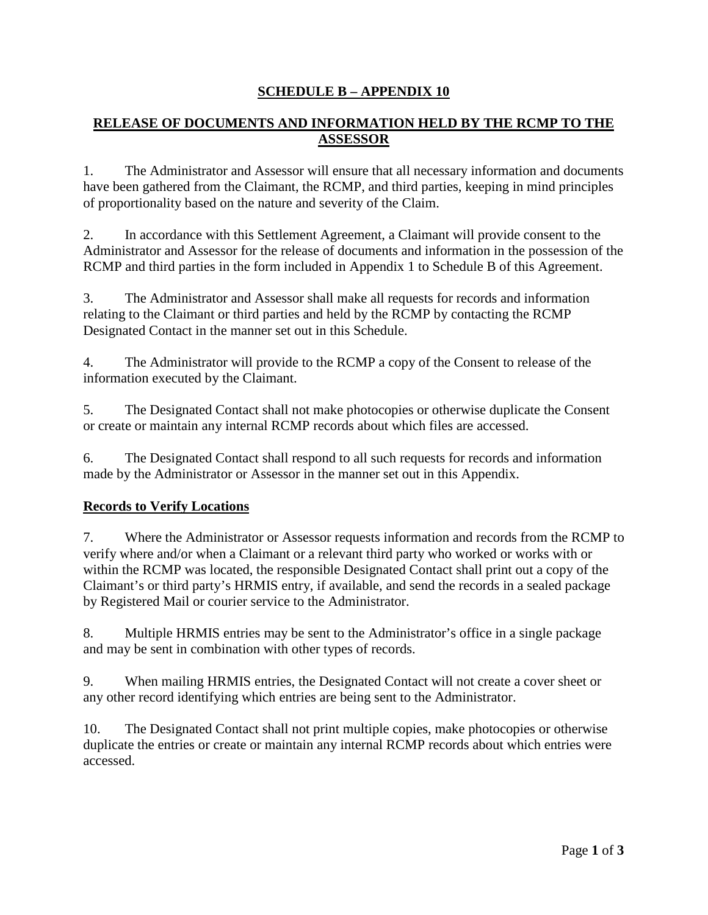# SCHEDULE B – APPENDIX 10

## RELEASE OF DOCUMENTS AND INFORMATION HELD BY THE RCMP TO THE ASSESSOR

1. The Administrator and Assessor will ensure that all necessary information and documents have been gathered from the Claimant, the RCMP, and third parties, keeping in mind principles of proportionality based on the nature and severity of the Claim.

2. In accordance with this Settlement Agreement, a Claimant will provide consent to the Administrator and Assessor for the release of documents and information in the possession of the RCMP and third parties in the form included in Appendix 1 to Schedule B of this Agreement.

3. The Administrator and Assessor shall make all requests for records and information relating to the Claimant or third parties and held by the RCMP by contacting the RCMP Designated Contact in the manner set out in this Schedule.

4. The Administrator will provide to the RCMP a copy of the Consent to release of the information executed by the Claimant.

5. The Designated Contact shall not make photocopies or otherwise duplicate the Consent or create or maintain any internal RCMP records about which files are accessed.

6. The Designated Contact shall respond to all such requests for records and information made by the Administrator or Assessor in the manner set out in this Appendix.

### Records to Verify Locations

7. Where the Administrator or Assessor requests information and records from the RCMP to verify where and/or when a Claimant or a relevant third party who worked or works with or within the RCMP was located, the responsible Designated Contact shall print out a copy of the Claimant's or third party's HRMIS entry, if available, and send the records in a sealed package by Registered Mail or courier service to the Administrator.

8. Multiple HRMIS entries may be sent to the Administrator's office in a single package and may be sent in combination with other types of records.

9. When mailing HRMIS entries, the Designated Contact will not create a cover sheet or any other record identifying which entries are being sent to the Administrator.

10. The Designated Contact shall not print multiple copies, make photocopies or otherwise duplicate the entries or create or maintain any internal RCMP records about which entries were accessed.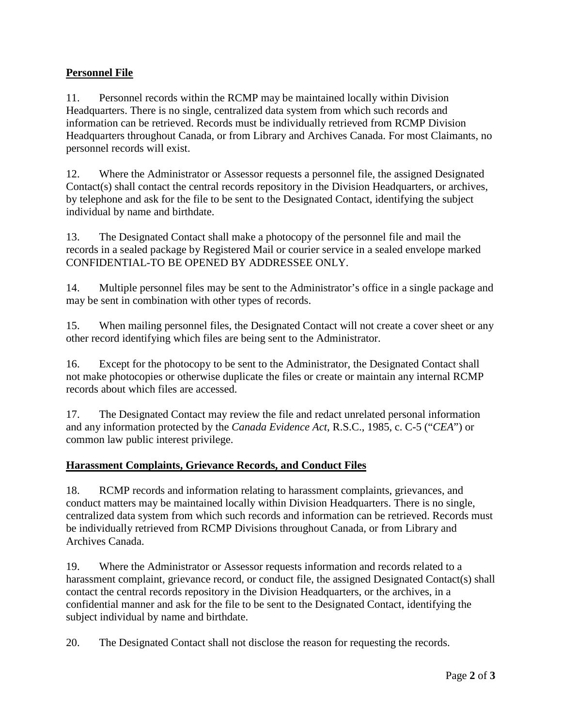**Personnel File**

11. Personnel records within the RCMP may be maintained locally within Division Headquarters. There is no single, centralized data system from which such records and information can be retrieved. Records must be individually retrieved from RCMP Division Headquarters throughout Canada, or from Library and Archives Canada. For most Claimants, no personnel records will exist.

12. Where the Administrator or Assessor requests a personnel file, the assigned Designated Contact(s) shall contact the central records repository in the Division Headquarters, or archives, by telephone and ask for the file to be sent to the Designated Contact, identifying the subject individual by name and birthdate.

13. The Designated Contact shall make a photocopy of the personnel file and mail the records in a sealed package by Registered Mail or courier service in a sealed envelope marked CONFIDENTIAL-TO BE OPENED BY ADDRESSEE ONLY.

14. Multiple personnel files may be sent to the Administrator's office in a single package and may be sent in combination with other types of records.

15. When mailing personnel files, the Designated Contact will not create a cover sheet or any other record identifying which files are being sent to the Administrator.

16. Except for the photocopy to be sent to the Administrator, the Designated Contact shall not make photocopies or otherwise duplicate the files or create or maintain any internal RCMP records about which files are accessed.

17. The Designated Contact may review the file and redact unrelated personal information and any information protected by the *Canada Evidence Act*, R.S.C., 1985, c. C-5 ("*CEA*") or common law public interest privilege.

**Harassment Complaints, Grievance Records, and Conduct Files**

18. RCMP records and information relating to harassment complaints, grievances, and conduct matters may be maintained locally within Division Headquarters. There is no single, centralized data system from which such records and information can be retrieved. Records must be individually retrieved from RCMP Divisions throughout Canada, or from Library and Archives Canada.

19. Where the Administrator or Assessor requests information and records related to a harassment complaint, grievance record, or conduct file, the assigned Designated Contact(s) shall contact the central records repository in the Division Headquarters, or the archives, in a confidential manner and ask for the file to be sent to the Designated Contact, identifying the subject individual by name and birthdate.

20. The Designated Contact shall not disclose the reason for requesting the records.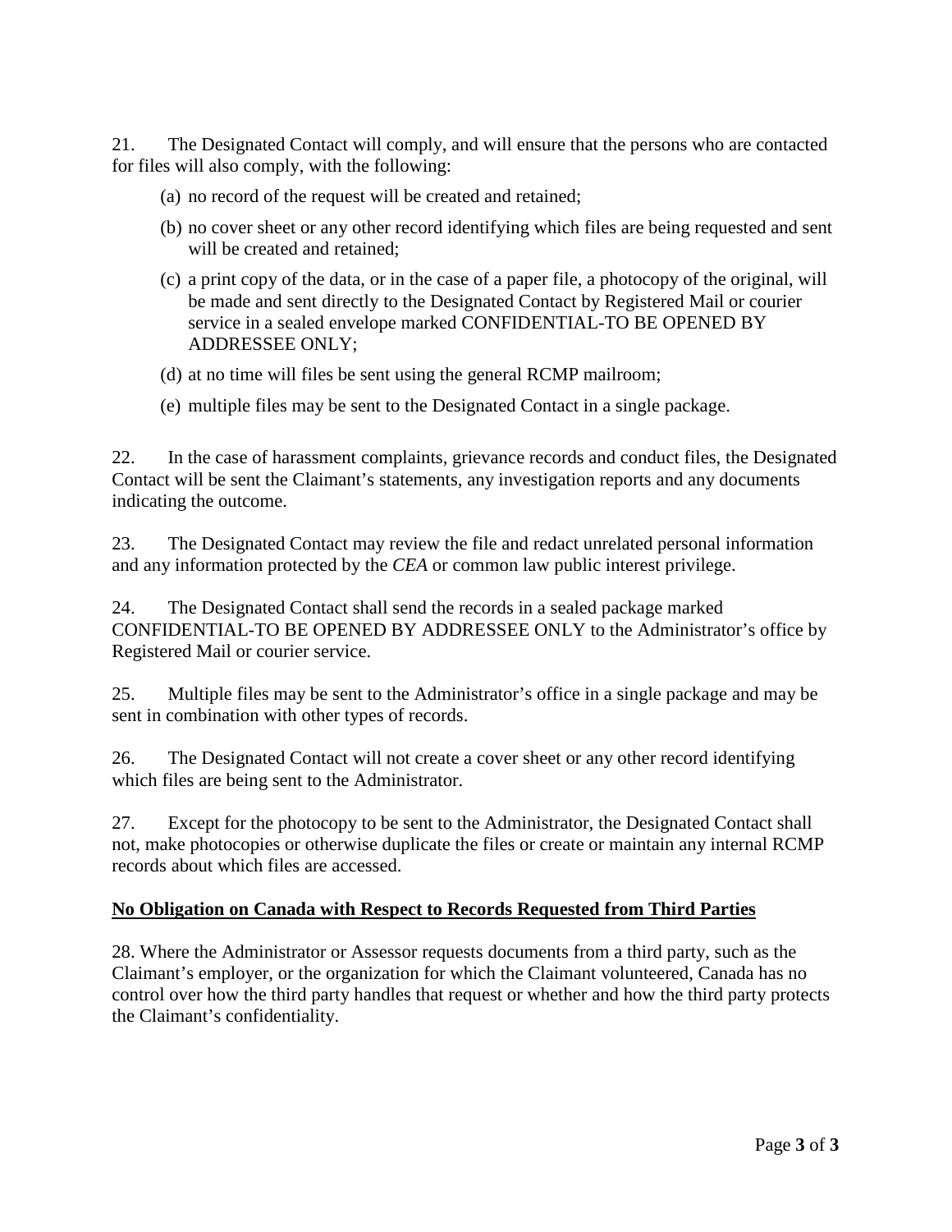21. The Designated Contact will comply, and will ensure that the persons who are contacted for files will also comply, with the following:

(a) no record of the request will be created and retained;

(b) no cover sheet or any other record identifying which files are being requested and sent will be created and retained;

(c) a print copy of the data, or in the case of a paper file, a photocopy of the original, will be made and sent directly to the Designated Contact by Registered Mail or courier service in a sealed envelope marked CONFIDENTIAL-TO BE OPENED BY ADDRESSEE ONLY;

(d) at no time will files be sent using the general RCMP mailroom;

(e) multiple files may be sent to the Designated Contact in a single package.

22. In the case of harassment complaints, grievance records and conduct files, the Designated Contact will be sent the Claimant's statements, any investigation reports and any documents indicating the outcome.

23. The Designated Contact may review the file and redact unrelated personal information and any information protected by the *CEA* or common law public interest privilege.

24. The Designated Contact shall send the records in a sealed package marked CONFIDENTIAL-TO BE OPENED BY ADDRESSEE ONLY to the Administrator's office by Registered Mail or courier service.

25. Multiple files may be sent to the Administrator's office in a single package and may be sent in combination with other types of records.

26. The Designated Contact will not create a cover sheet or any other record identifying which files are being sent to the Administrator.

27. Except for the photocopy to be sent to the Administrator, the Designated Contact shall not, make photocopies or otherwise duplicate the files or create or maintain any internal RCMP records about which files are accessed.

## **No Obligation on Canada with Respect to Records Requested from Third Parties**

28. Where the Administrator or Assessor requests documents from a third party, such as the Claimant's employer, or the organization for which the Claimant volunteered, Canada has no control over how the third party handles that request or whether and how the third party protects the Claimant's confidentiality.